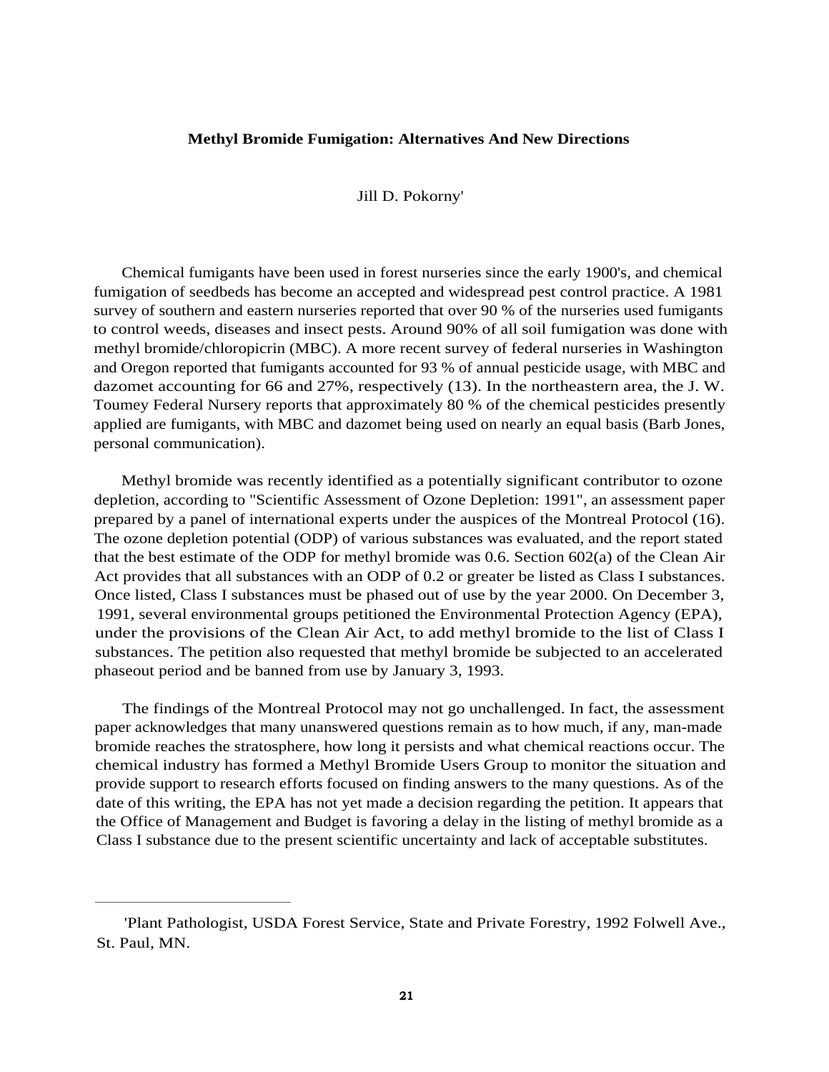# Methyl Bromide Fumigation: Alternatives And New Directions

Jill D. Pokorny[1]

Chemical fumigants have been used in forest nurseries since the early 1900's, and chemical fumigation of seedbeds has become an accepted and widespread pest control practice. A 1981 survey of southern and eastern nurseries reported that over 90 % of the nurseries used fumigants to control weeds, diseases and insect pests. Around 90% of all soil fumigation was done with methyl bromide/chloropicrin (MBC). A more recent survey of federal nurseries in Washington and Oregon reported that fumigants accounted for 93 % of annual pesticide usage, with MBC and dazomet accounting for 66 and 27%, respectively (13). In the northeastern area, the J. W. Toumey Federal Nursery reports that approximately 80 % of the chemical pesticides presently applied are fumigants, with MBC and dazomet being used on nearly an equal basis (Barb Jones, personal communication).

Methyl bromide was recently identified as a potentially significant contributor to ozone depletion, according to "Scientific Assessment of Ozone Depletion: 1991", an assessment paper prepared by a panel of international experts under the auspices of the Montreal Protocol (16). The ozone depletion potential (ODP) of various substances was evaluated, and the report stated that the best estimate of the ODP for methyl bromide was 0.6. Section 602(a) of the Clean Air Act provides that all substances with an ODP of 0.2 or greater be listed as Class I substances. Once listed, Class I substances must be phased out of use by the year 2000. On December 3, 1991, several environmental groups petitioned the Environmental Protection Agency (EPA), under the provisions of the Clean Air Act, to add methyl bromide to the list of Class I substances. The petition also requested that methyl bromide be subjected to an accelerated phaseout period and be banned from use by January 3, 1993.

The findings of the Montreal Protocol may not go unchallenged. In fact, the assessment paper acknowledges that many unanswered questions remain as to how much, if any, man-made bromide reaches the stratosphere, how long it persists and what chemical reactions occur. The chemical industry has formed a Methyl Bromide Users Group to monitor the situation and provide support to research efforts focused on finding answers to the many questions. As of the date of this writing, the EPA has not yet made a decision regarding the petition. It appears that the Office of Management and Budget is favoring a delay in the listing of methyl bromide as a Class I substance due to the present scientific uncertainty and lack of acceptable substitutes.

---

[1] Plant Pathologist, USDA Forest Service, State and Private Forestry, 1992 Folwell Ave., St. Paul, MN.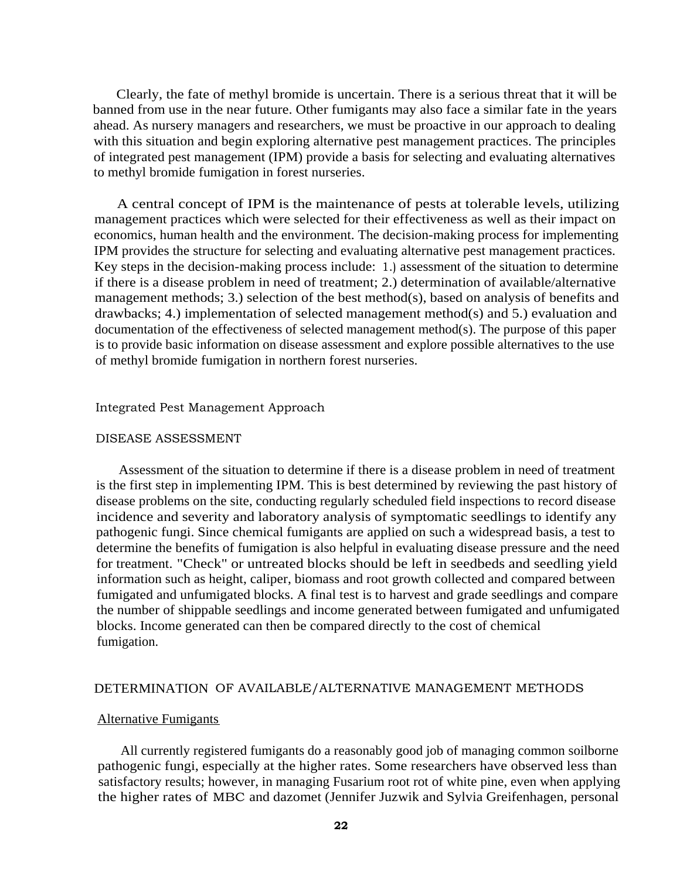Clearly, the fate of methyl bromide is uncertain. There is a serious threat that it will be banned from use in the near future. Other fumigants may also face a similar fate in the years ahead. As nursery managers and researchers, we must be proactive in our approach to dealing with this situation and begin exploring alternative pest management practices. The principles of integrated pest management (IPM) provide a basis for selecting and evaluating alternatives to methyl bromide fumigation in forest nurseries.

A central concept of IPM is the maintenance of pests at tolerable levels, utilizing management practices which were selected for their effectiveness as well as their impact on economics, human health and the environment. The decision-making process for implementing IPM provides the structure for selecting and evaluating alternative pest management practices. Key steps in the decision-making process include: 1.) assessment of the situation to determine if there is a disease problem in need of treatment; 2.) determination of available/alternative management methods; 3.) selection of the best method(s), based on analysis of benefits and drawbacks; 4.) implementation of selected management method(s) and 5.) evaluation and documentation of the effectiveness of selected management method(s). The purpose of this paper is to provide basic information on disease assessment and explore possible alternatives to the use of methyl bromide fumigation in northern forest nurseries.

## Integrated Pest Management Approach

### DISEASE ASSESSMENT

Assessment of the situation to determine if there is a disease problem in need of treatment is the first step in implementing IPM. This is best determined by reviewing the past history of disease problems on the site, conducting regularly scheduled field inspections to record disease incidence and severity and laboratory analysis of symptomatic seedlings to identify any pathogenic fungi. Since chemical fumigants are applied on such a widespread basis, a test to determine the benefits of fumigation is also helpful in evaluating disease pressure and the need for treatment. "Check" or untreated blocks should be left in seedbeds and seedling yield information such as height, caliper, biomass and root growth collected and compared between fumigated and unfumigated blocks. A final test is to harvest and grade seedlings and compare the number of shippable seedlings and income generated between fumigated and unfumigated blocks. Income generated can then be compared directly to the cost of chemical fumigation.

### DETERMINATION OF AVAILABLE/ALTERNATIVE MANAGEMENT METHODS

#### Alternative Fumigants

All currently registered fumigants do a reasonably good job of managing common soilborne pathogenic fungi, especially at the higher rates. Some researchers have observed less than satisfactory results; however, in managing Fusarium root rot of white pine, even when applying the higher rates of MBC and dazomet (Jennifer Juzwik and Sylvia Greifenhagen, personal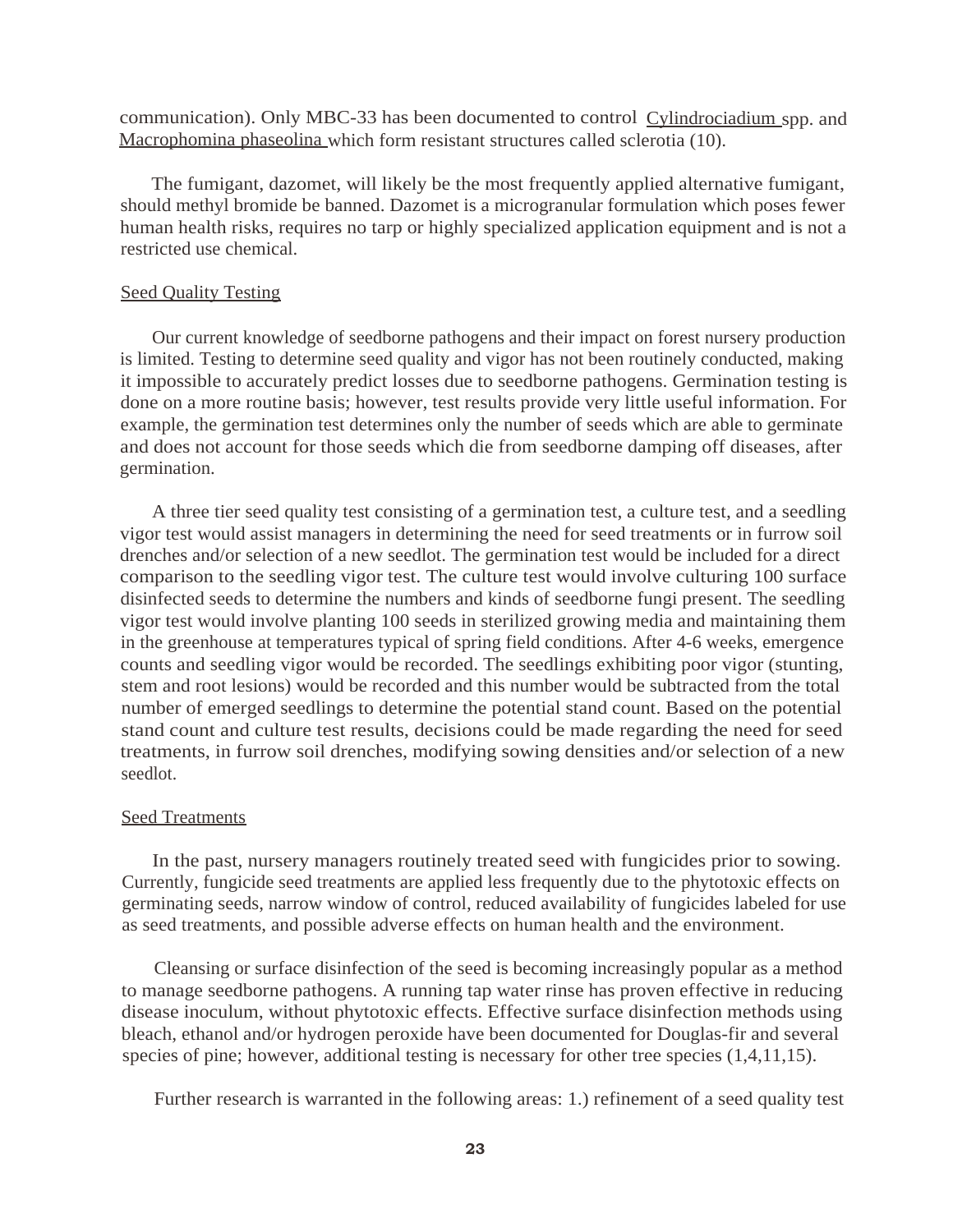communication). Only MBC-33 has been documented to control *Cylindrociadium* spp. and *Macrophomina phaseolina* which form resistant structures called sclerotia (10).

The fumigant, dazomet, will likely be the most frequently applied alternative fumigant, should methyl bromide be banned. Dazomet is a microgranular formulation which poses fewer human health risks, requires no tarp or highly specialized application equipment and is not a restricted use chemical.

## Seed Quality Testing

Our current knowledge of seedborne pathogens and their impact on forest nursery production is limited. Testing to determine seed quality and vigor has not been routinely conducted, making it impossible to accurately predict losses due to seedborne pathogens. Germination testing is done on a more routine basis; however, test results provide very little useful information. For example, the germination test determines only the number of seeds which are able to germinate and does not account for those seeds which die from seedborne damping off diseases, after germination.

A three tier seed quality test consisting of a germination test, a culture test, and a seedling vigor test would assist managers in determining the need for seed treatments or in furrow soil drenches and/or selection of a new seedlot. The germination test would be included for a direct comparison to the seedling vigor test. The culture test would involve culturing 100 surface disinfected seeds to determine the numbers and kinds of seedborne fungi present. The seedling vigor test would involve planting 100 seeds in sterilized growing media and maintaining them in the greenhouse at temperatures typical of spring field conditions. After 4-6 weeks, emergence counts and seedling vigor would be recorded. The seedlings exhibiting poor vigor (stunting, stem and root lesions) would be recorded and this number would be subtracted from the total number of emerged seedlings to determine the potential stand count. Based on the potential stand count and culture test results, decisions could be made regarding the need for seed treatments, in furrow soil drenches, modifying sowing densities and/or selection of a new seedlot.

## Seed Treatments

In the past, nursery managers routinely treated seed with fungicides prior to sowing. Currently, fungicide seed treatments are applied less frequently due to the phytotoxic effects on germinating seeds, narrow window of control, reduced availability of fungicides labeled for use as seed treatments, and possible adverse effects on human health and the environment.

Cleansing or surface disinfection of the seed is becoming increasingly popular as a method to manage seedborne pathogens. A running tap water rinse has proven effective in reducing disease inoculum, without phytotoxic effects. Effective surface disinfection methods using bleach, ethanol and/or hydrogen peroxide have been documented for Douglas-fir and several species of pine; however, additional testing is necessary for other tree species (1,4,11,15).

Further research is warranted in the following areas: 1.) refinement of a seed quality test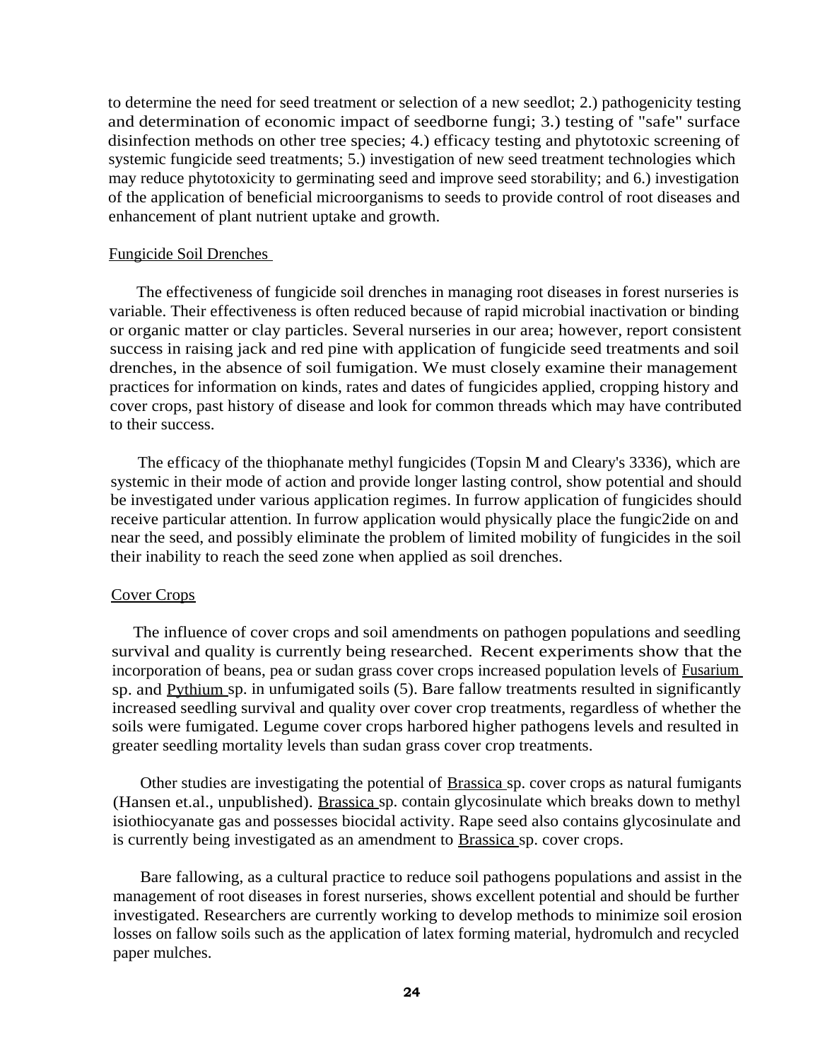to determine the need for seed treatment or selection of a new seedlot; 2.) pathogenicity testing and determination of economic impact of seedborne fungi; 3.) testing of "safe" surface disinfection methods on other tree species; 4.) efficacy testing and phytotoxic screening of systemic fungicide seed treatments; 5.) investigation of new seed treatment technologies which may reduce phytotoxicity to germinating seed and improve seed storability; and 6.) investigation of the application of beneficial microorganisms to seeds to provide control of root diseases and enhancement of plant nutrient uptake and growth.

## Fungicide Soil Drenches

The effectiveness of fungicide soil drenches in managing root diseases in forest nurseries is variable. Their effectiveness is often reduced because of rapid microbial inactivation or binding or organic matter or clay particles. Several nurseries in our area; however, report consistent success in raising jack and red pine with application of fungicide seed treatments and soil drenches, in the absence of soil fumigation. We must closely examine their management practices for information on kinds, rates and dates of fungicides applied, cropping history and cover crops, past history of disease and look for common threads which may have contributed to their success.

The efficacy of the thiophanate methyl fungicides (Topsin M and Cleary's 3336), which are systemic in their mode of action and provide longer lasting control, show potential and should be investigated under various application regimes. In furrow application of fungicides should receive particular attention. In furrow application would physically place the fungic2ide on and near the seed, and possibly eliminate the problem of limited mobility of fungicides in the soil their inability to reach the seed zone when applied as soil drenches.

## Cover Crops

The influence of cover crops and soil amendments on pathogen populations and seedling survival and quality is currently being researched. Recent experiments show that the incorporation of beans, pea or sudan grass cover crops increased population levels of *Fusarium* sp. and *Pythium* sp. in unfumigated soils (5). Bare fallow treatments resulted in significantly increased seedling survival and quality over cover crop treatments, regardless of whether the soils were fumigated. Legume cover crops harbored higher pathogens levels and resulted in greater seedling mortality levels than sudan grass cover crop treatments.

Other studies are investigating the potential of *Brassica* sp. cover crops as natural fumigants (Hansen et.al., unpublished). *Brassica* sp. contain glycosinulate which breaks down to methyl isiothiocyanate gas and possesses biocidal activity. Rape seed also contains glycosinulate and is currently being investigated as an amendment to *Brassica* sp. cover crops.

Bare fallowing, as a cultural practice to reduce soil pathogens populations and assist in the management of root diseases in forest nurseries, shows excellent potential and should be further investigated. Researchers are currently working to develop methods to minimize soil erosion losses on fallow soils such as the application of latex forming material, hydromulch and recycled paper mulches.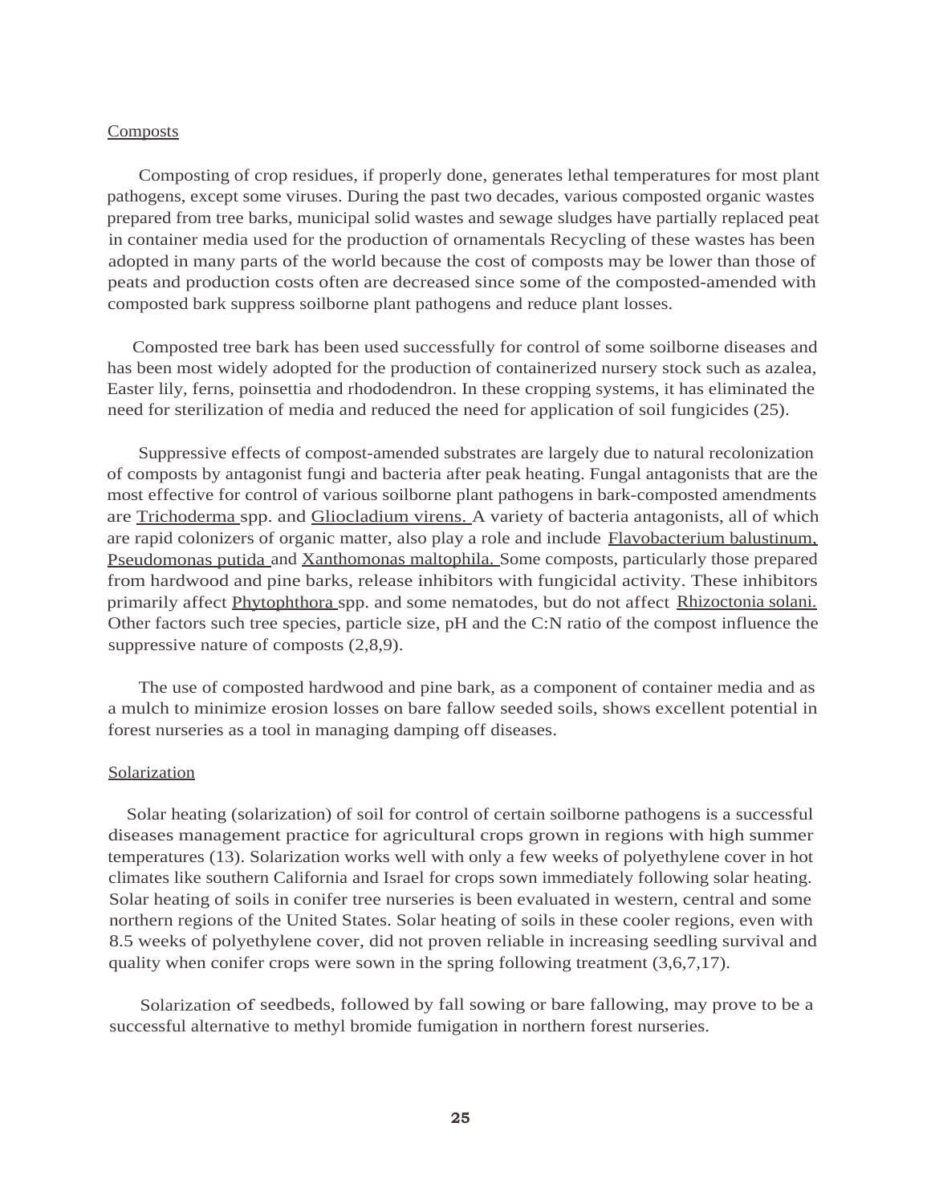Composts

Composting of crop residues, if properly done, generates lethal temperatures for most plant pathogens, except some viruses. During the past two decades, various composted organic wastes prepared from tree barks, municipal solid wastes and sewage sludges have partially replaced peat in container media used for the production of ornamentals Recycling of these wastes has been adopted in many parts of the world because the cost of composts may be lower than those of peats and production costs often are decreased since some of the composted-amended with composted bark suppress soilborne plant pathogens and reduce plant losses.

Composted tree bark has been used successfully for control of some soilborne diseases and has been most widely adopted for the production of containerized nursery stock such as azalea, Easter lily, ferns, poinsettia and rhododendron. In these cropping systems, it has eliminated the need for sterilization of media and reduced the need for application of soil fungicides (25).

Suppressive effects of compost-amended substrates are largely due to natural recolonization of composts by antagonist fungi and bacteria after peak heating. Fungal antagonists that are the most effective for control of various soilborne plant pathogens in bark-composted amendments are Trichoderma spp. and Gliocladium virens. A variety of bacteria antagonists, all of which are rapid colonizers of organic matter, also play a role and include Flavobacterium balustinum, Pseudomonas putida and Xanthomonas maltophila. Some composts, particularly those prepared from hardwood and pine barks, release inhibitors with fungicidal activity. These inhibitors primarily affect Phytophthora spp. and some nematodes, but do not affect Rhizoctonia solani. Other factors such tree species, particle size, pH and the C:N ratio of the compost influence the suppressive nature of composts (2,8,9).

The use of composted hardwood and pine bark, as a component of container media and as a mulch to minimize erosion losses on bare fallow seeded soils, shows excellent potential in forest nurseries as a tool in managing damping off diseases.

Solarization

Solar heating (solarization) of soil for control of certain soilborne pathogens is a successful diseases management practice for agricultural crops grown in regions with high summer temperatures (13). Solarization works well with only a few weeks of polyethylene cover in hot climates like southern California and Israel for crops sown immediately following solar heating. Solar heating of soils in conifer tree nurseries is been evaluated in western, central and some northern regions of the United States. Solar heating of soils in these cooler regions, even with 8.5 weeks of polyethylene cover, did not proven reliable in increasing seedling survival and quality when conifer crops were sown in the spring following treatment (3,6,7,17).

Solarization of seedbeds, followed by fall sowing or bare fallowing, may prove to be a successful alternative to methyl bromide fumigation in northern forest nurseries.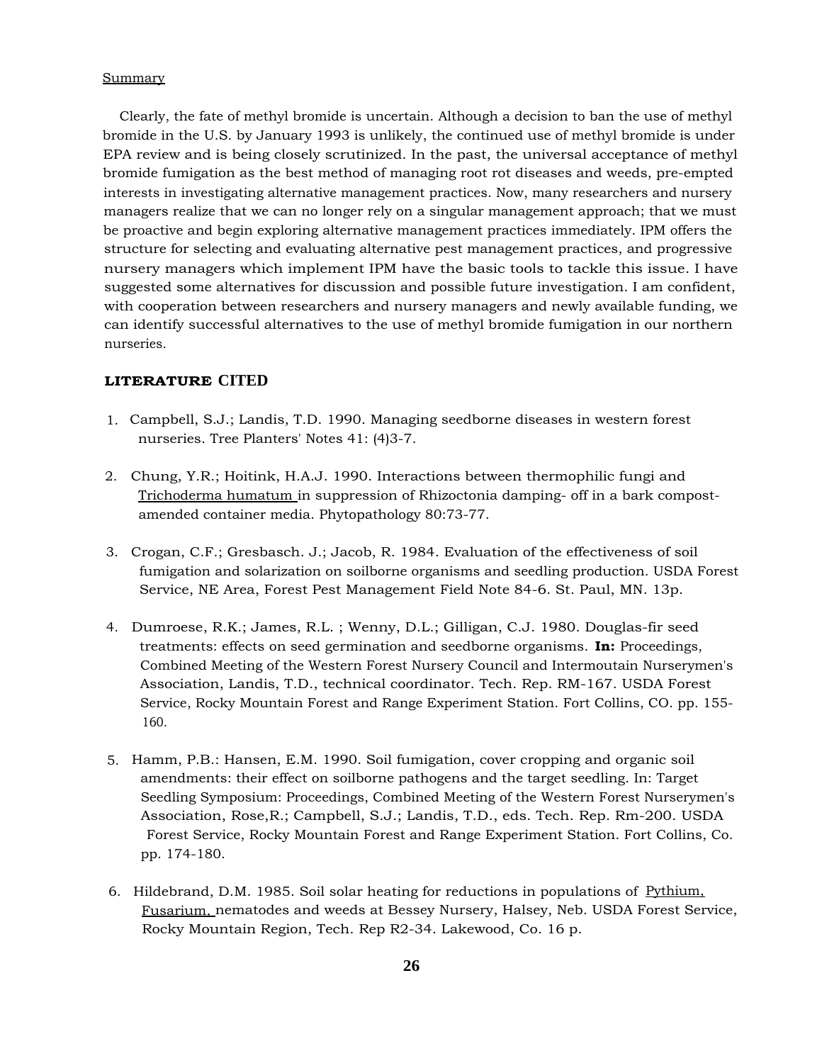## Summary

Clearly, the fate of methyl bromide is uncertain. Although a decision to ban the use of methyl bromide in the U.S. by January 1993 is unlikely, the continued use of methyl bromide is under EPA review and is being closely scrutinized. In the past, the universal acceptance of methyl bromide fumigation as the best method of managing root rot diseases and weeds, pre-empted interests in investigating alternative management practices. Now, many researchers and nursery managers realize that we can no longer rely on a singular management approach; that we must be proactive and begin exploring alternative management practices immediately. IPM offers the structure for selecting and evaluating alternative pest management practices, and progressive nursery managers which implement IPM have the basic tools to tackle this issue. I have suggested some alternatives for discussion and possible future investigation. I am confident, with cooperation between researchers and nursery managers and newly available funding, we can identify successful alternatives to the use of methyl bromide fumigation in our northern nurseries.

## LITERATURE CITED

1. Campbell, S.J.; Landis, T.D. 1990. Managing seedborne diseases in western forest nurseries. Tree Planters' Notes 41: (4)3-7.

2. Chung, Y.R.; Hoitink, H.A.J. 1990. Interactions between thermophilic fungi and Trichoderma humatum in suppression of Rhizoctonia damping- off in a bark compost-amended container media. Phytopathology 80:73-77.

3. Crogan, C.F.; Gresbasch. J.; Jacob, R. 1984. Evaluation of the effectiveness of soil fumigation and solarization on soilborne organisms and seedling production. USDA Forest Service, NE Area, Forest Pest Management Field Note 84-6. St. Paul, MN. 13p.

4. Dumroese, R.K.; James, R.L. ; Wenny, D.L.; Gilligan, C.J. 1980. Douglas-fir seed treatments: effects on seed germination and seedborne organisms. **In:** Proceedings, Combined Meeting of the Western Forest Nursery Council and Intermoutain Nurserymen's Association, Landis, T.D., technical coordinator. Tech. Rep. RM-167. USDA Forest Service, Rocky Mountain Forest and Range Experiment Station. Fort Collins, CO. pp. 155-160.

5. Hamm, P.B.: Hansen, E.M. 1990. Soil fumigation, cover cropping and organic soil amendments: their effect on soilborne pathogens and the target seedling. In: Target Seedling Symposium: Proceedings, Combined Meeting of the Western Forest Nurserymen's Association, Rose,R.; Campbell, S.J.; Landis, T.D., eds. Tech. Rep. Rm-200. USDA Forest Service, Rocky Mountain Forest and Range Experiment Station. Fort Collins, Co. pp. 174-180.

6. Hildebrand, D.M. 1985. Soil solar heating for reductions in populations of Pythium, Fusarium, nematodes and weeds at Bessey Nursery, Halsey, Neb. USDA Forest Service, Rocky Mountain Region, Tech. Rep R2-34. Lakewood, Co. 16 p.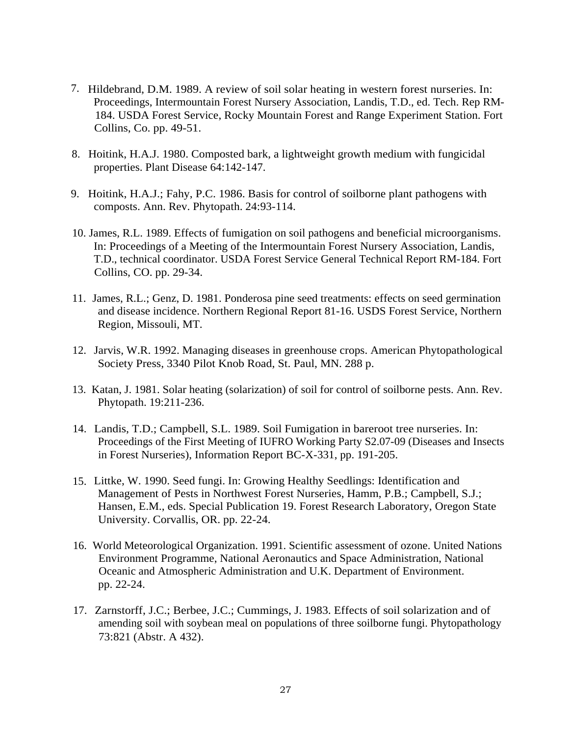7. Hildebrand, D.M. 1989. A review of soil solar heating in western forest nurseries. In: Proceedings, Intermountain Forest Nursery Association, Landis, T.D., ed. Tech. Rep RM-184. USDA Forest Service, Rocky Mountain Forest and Range Experiment Station. Fort Collins, Co. pp. 49-51.

8. Hoitink, H.A.J. 1980. Composted bark, a lightweight growth medium with fungicidal properties. Plant Disease 64:142-147.

9. Hoitink, H.A.J.; Fahy, P.C. 1986. Basis for control of soilborne plant pathogens with composts. Ann. Rev. Phytopath. 24:93-114.

10. James, R.L. 1989. Effects of fumigation on soil pathogens and beneficial microorganisms. In: Proceedings of a Meeting of the Intermountain Forest Nursery Association, Landis, T.D., technical coordinator. USDA Forest Service General Technical Report RM-184. Fort Collins, CO. pp. 29-34.

11. James, R.L.; Genz, D. 1981. Ponderosa pine seed treatments: effects on seed germination and disease incidence. Northern Regional Report 81-16. USDS Forest Service, Northern Region, Missouli, MT.

12. Jarvis, W.R. 1992. Managing diseases in greenhouse crops. American Phytopathological Society Press, 3340 Pilot Knob Road, St. Paul, MN. 288 p.

13. Katan, J. 1981. Solar heating (solarization) of soil for control of soilborne pests. Ann. Rev. Phytopath. 19:211-236.

14. Landis, T.D.; Campbell, S.L. 1989. Soil Fumigation in bareroot tree nurseries. In: Proceedings of the First Meeting of IUFRO Working Party S2.07-09 (Diseases and Insects in Forest Nurseries), Information Report BC-X-331, pp. 191-205.

15. Littke, W. 1990. Seed fungi. In: Growing Healthy Seedlings: Identification and Management of Pests in Northwest Forest Nurseries, Hamm, P.B.; Campbell, S.J.; Hansen, E.M., eds. Special Publication 19. Forest Research Laboratory, Oregon State University. Corvallis, OR. pp. 22-24.

16. World Meteorological Organization. 1991. Scientific assessment of ozone. United Nations Environment Programme, National Aeronautics and Space Administration, National Oceanic and Atmospheric Administration and U.K. Department of Environment. pp. 22-24.

17. Zarnstorff, J.C.; Berbee, J.C.; Cummings, J. 1983. Effects of soil solarization and of amending soil with soybean meal on populations of three soilborne fungi. Phytopathology 73:821 (Abstr. A 432).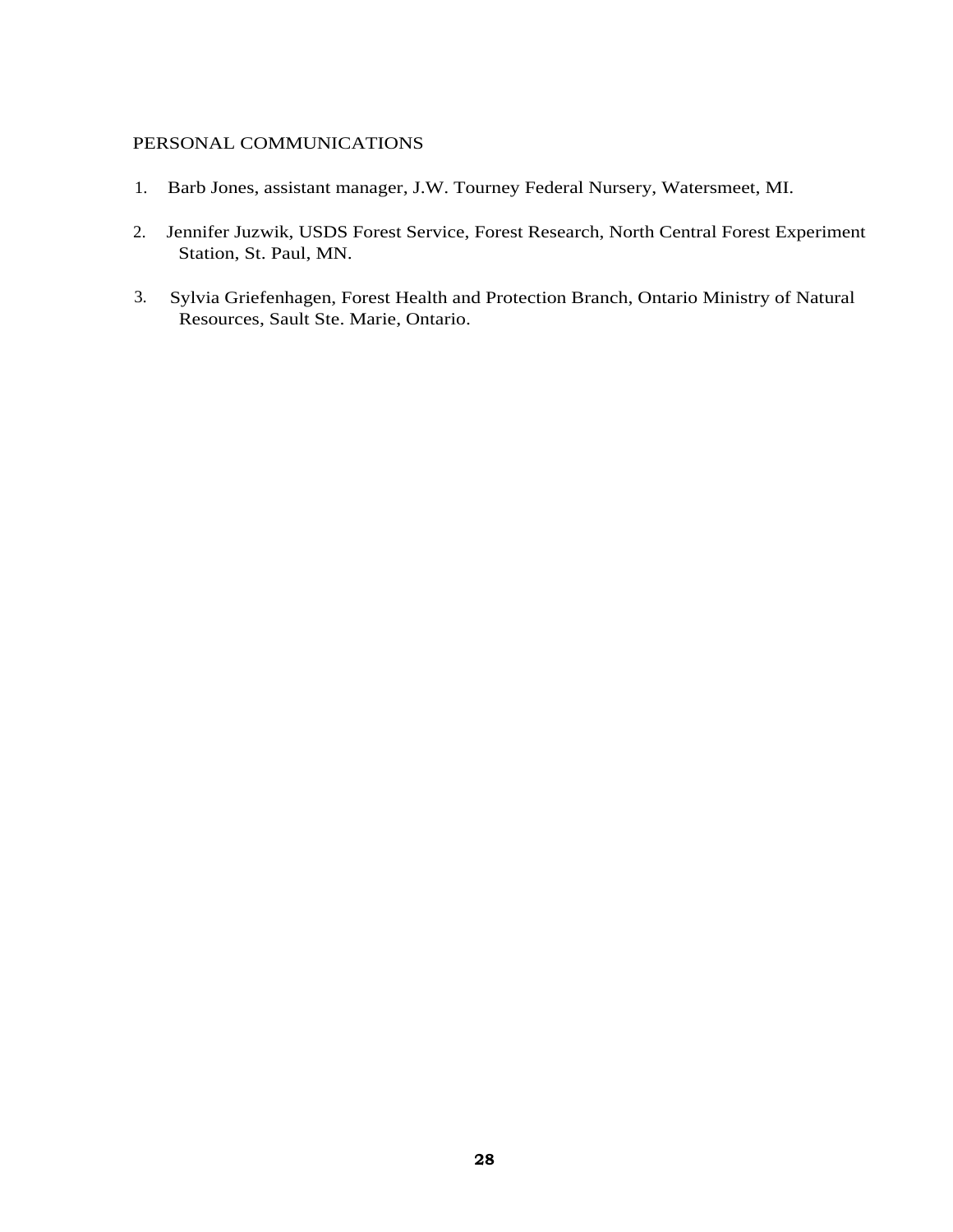## PERSONAL COMMUNICATIONS

1. Barb Jones, assistant manager, J.W. Tourney Federal Nursery, Watersmeet, MI.

2. Jennifer Juzwik, USDS Forest Service, Forest Research, North Central Forest Experiment Station, St. Paul, MN.

3. Sylvia Griefenhagen, Forest Health and Protection Branch, Ontario Ministry of Natural Resources, Sault Ste. Marie, Ontario.